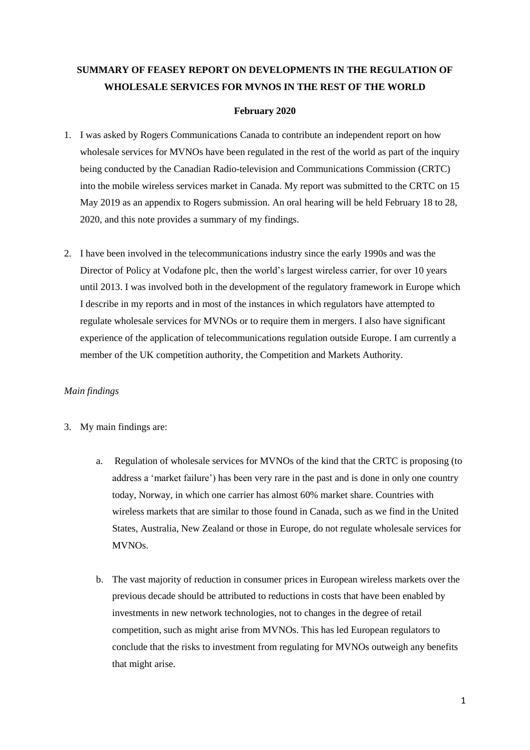# SUMMARY OF FEASEY REPORT ON DEVELOPMENTS IN THE REGULATION OF WHOLESALE SERVICES FOR MVNOS IN THE REST OF THE WORLD

**February 2020**

1. I was asked by Rogers Communications Canada to contribute an independent report on how wholesale services for MVNOs have been regulated in the rest of the world as part of the inquiry being conducted by the Canadian Radio-television and Communications Commission (CRTC) into the mobile wireless services market in Canada. My report was submitted to the CRTC on 15 May 2019 as an appendix to Rogers submission. An oral hearing will be held February 18 to 28, 2020, and this note provides a summary of my findings.

2. I have been involved in the telecommunications industry since the early 1990s and was the Director of Policy at Vodafone plc, then the world's largest wireless carrier, for over 10 years until 2013. I was involved both in the development of the regulatory framework in Europe which I describe in my reports and in most of the instances in which regulators have attempted to regulate wholesale services for MVNOs or to require them in mergers. I also have significant experience of the application of telecommunications regulation outside Europe. I am currently a member of the UK competition authority, the Competition and Markets Authority.

*Main findings*

3. My main findings are:

   a. Regulation of wholesale services for MVNOs of the kind that the CRTC is proposing (to address a 'market failure') has been very rare in the past and is done in only one country today, Norway, in which one carrier has almost 60% market share. Countries with wireless markets that are similar to those found in Canada, such as we find in the United States, Australia, New Zealand or those in Europe, do not regulate wholesale services for MVNOs.

   b. The vast majority of reduction in consumer prices in European wireless markets over the previous decade should be attributed to reductions in costs that have been enabled by investments in new network technologies, not to changes in the degree of retail competition, such as might arise from MVNOs. This has led European regulators to conclude that the risks to investment from regulating for MVNOs outweigh any benefits that might arise.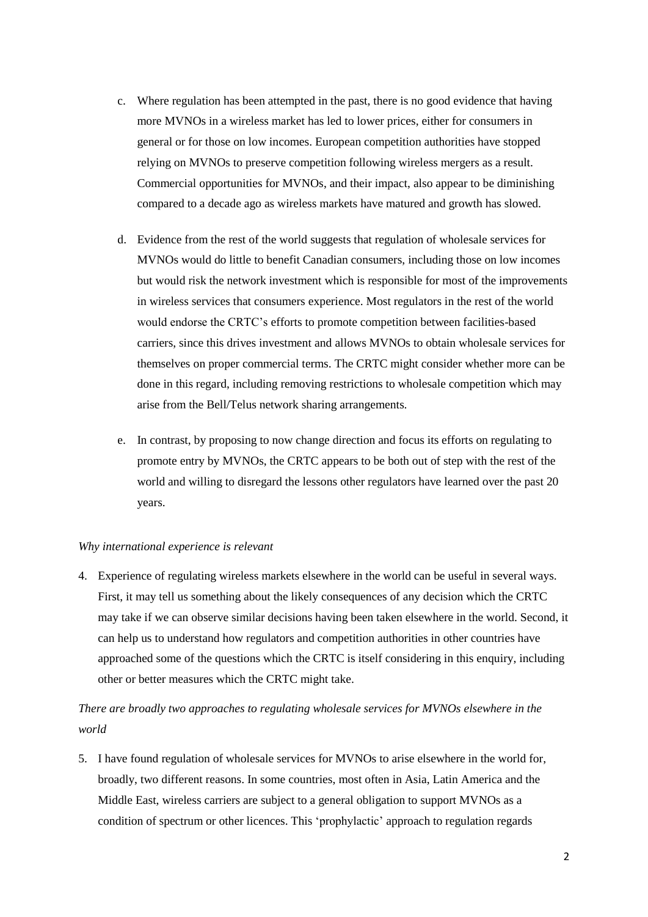c. Where regulation has been attempted in the past, there is no good evidence that having more MVNOs in a wireless market has led to lower prices, either for consumers in general or for those on low incomes. European competition authorities have stopped relying on MVNOs to preserve competition following wireless mergers as a result. Commercial opportunities for MVNOs, and their impact, also appear to be diminishing compared to a decade ago as wireless markets have matured and growth has slowed.

d. Evidence from the rest of the world suggests that regulation of wholesale services for MVNOs would do little to benefit Canadian consumers, including those on low incomes but would risk the network investment which is responsible for most of the improvements in wireless services that consumers experience. Most regulators in the rest of the world would endorse the CRTC's efforts to promote competition between facilities-based carriers, since this drives investment and allows MVNOs to obtain wholesale services for themselves on proper commercial terms. The CRTC might consider whether more can be done in this regard, including removing restrictions to wholesale competition which may arise from the Bell/Telus network sharing arrangements.

e. In contrast, by proposing to now change direction and focus its efforts on regulating to promote entry by MVNOs, the CRTC appears to be both out of step with the rest of the world and willing to disregard the lessons other regulators have learned over the past 20 years.

*Why international experience is relevant*

4. Experience of regulating wireless markets elsewhere in the world can be useful in several ways. First, it may tell us something about the likely consequences of any decision which the CRTC may take if we can observe similar decisions having been taken elsewhere in the world. Second, it can help us to understand how regulators and competition authorities in other countries have approached some of the questions which the CRTC is itself considering in this enquiry, including other or better measures which the CRTC might take.

*There are broadly two approaches to regulating wholesale services for MVNOs elsewhere in the world*

5. I have found regulation of wholesale services for MVNOs to arise elsewhere in the world for, broadly, two different reasons. In some countries, most often in Asia, Latin America and the Middle East, wireless carriers are subject to a general obligation to support MVNOs as a condition of spectrum or other licences. This 'prophylactic' approach to regulation regards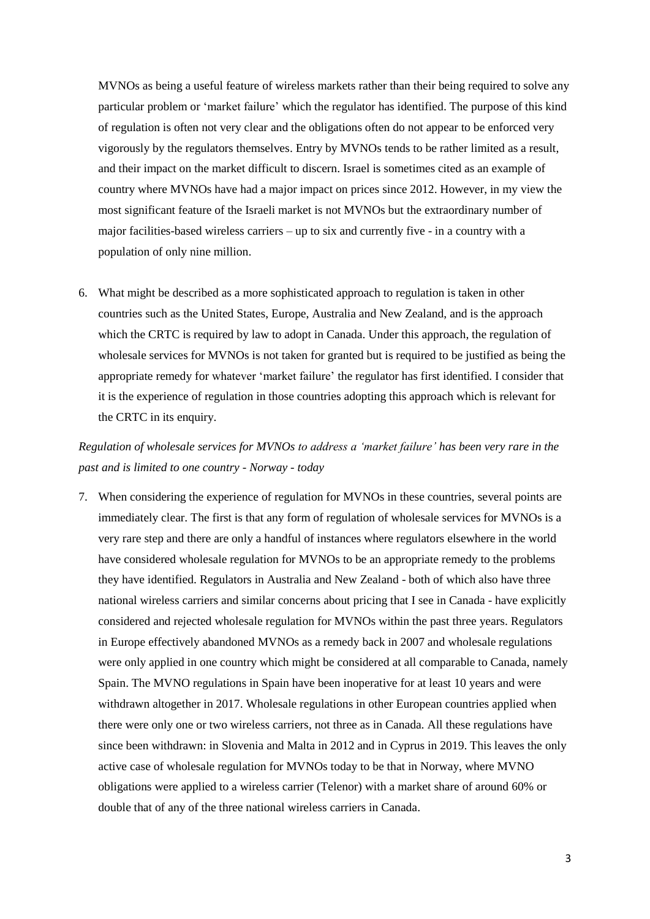MVNOs as being a useful feature of wireless markets rather than their being required to solve any particular problem or 'market failure' which the regulator has identified. The purpose of this kind of regulation is often not very clear and the obligations often do not appear to be enforced very vigorously by the regulators themselves. Entry by MVNOs tends to be rather limited as a result, and their impact on the market difficult to discern. Israel is sometimes cited as an example of country where MVNOs have had a major impact on prices since 2012. However, in my view the most significant feature of the Israeli market is not MVNOs but the extraordinary number of major facilities-based wireless carriers – up to six and currently five - in a country with a population of only nine million.

6. What might be described as a more sophisticated approach to regulation is taken in other countries such as the United States, Europe, Australia and New Zealand, and is the approach which the CRTC is required by law to adopt in Canada. Under this approach, the regulation of wholesale services for MVNOs is not taken for granted but is required to be justified as being the appropriate remedy for whatever 'market failure' the regulator has first identified. I consider that it is the experience of regulation in those countries adopting this approach which is relevant for the CRTC in its enquiry.

*Regulation of wholesale services for MVNOs to address a 'market failure' has been very rare in the past and is limited to one country - Norway - today*

7. When considering the experience of regulation for MVNOs in these countries, several points are immediately clear. The first is that any form of regulation of wholesale services for MVNOs is a very rare step and there are only a handful of instances where regulators elsewhere in the world have considered wholesale regulation for MVNOs to be an appropriate remedy to the problems they have identified. Regulators in Australia and New Zealand - both of which also have three national wireless carriers and similar concerns about pricing that I see in Canada - have explicitly considered and rejected wholesale regulation for MVNOs within the past three years. Regulators in Europe effectively abandoned MVNOs as a remedy back in 2007 and wholesale regulations were only applied in one country which might be considered at all comparable to Canada, namely Spain. The MVNO regulations in Spain have been inoperative for at least 10 years and were withdrawn altogether in 2017. Wholesale regulations in other European countries applied when there were only one or two wireless carriers, not three as in Canada. All these regulations have since been withdrawn: in Slovenia and Malta in 2012 and in Cyprus in 2019. This leaves the only active case of wholesale regulation for MVNOs today to be that in Norway, where MVNO obligations were applied to a wireless carrier (Telenor) with a market share of around 60% or double that of any of the three national wireless carriers in Canada.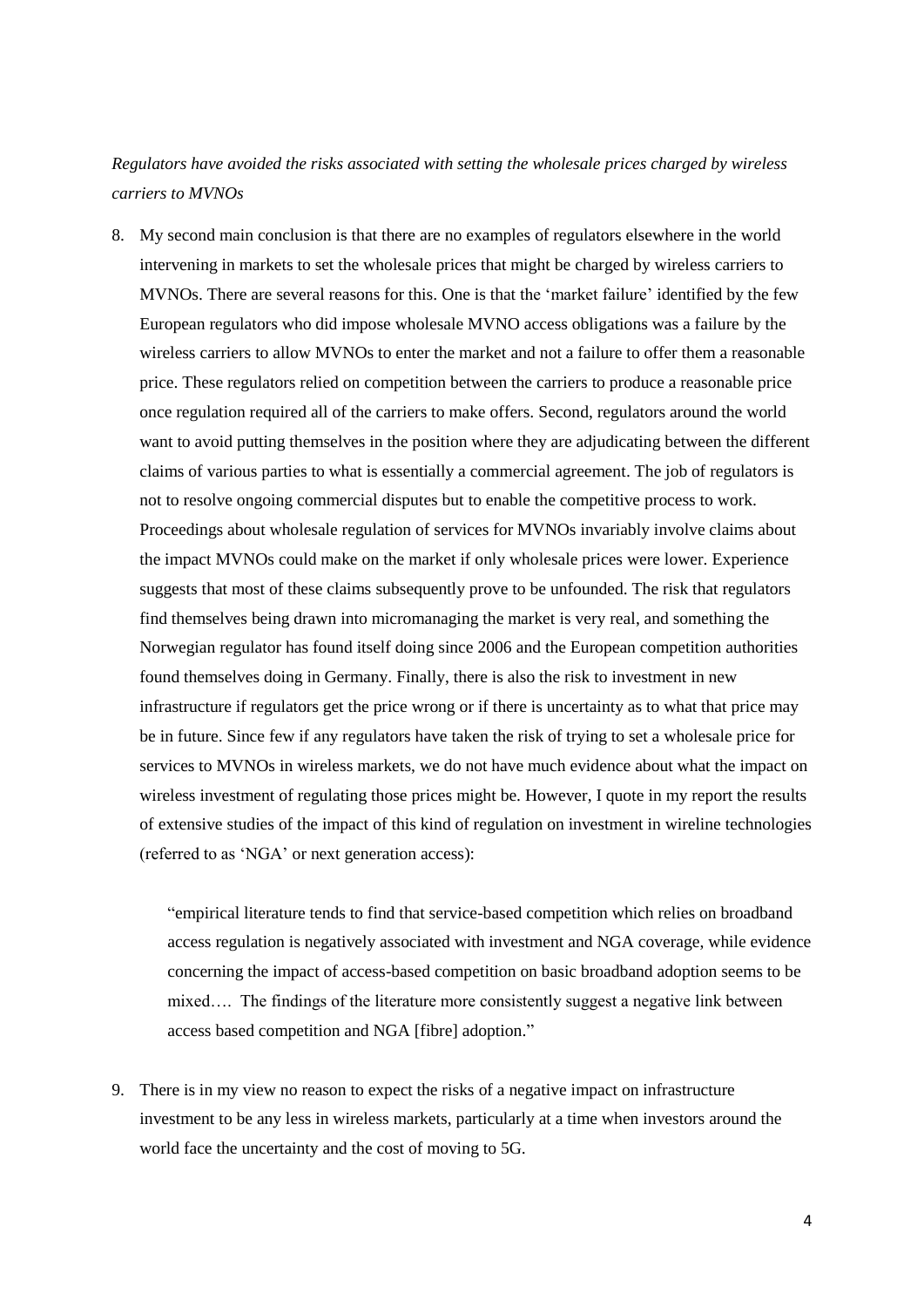*Regulators have avoided the risks associated with setting the wholesale prices charged by wireless carriers to MVNOs*

8. My second main conclusion is that there are no examples of regulators elsewhere in the world intervening in markets to set the wholesale prices that might be charged by wireless carriers to MVNOs. There are several reasons for this. One is that the 'market failure' identified by the few European regulators who did impose wholesale MVNO access obligations was a failure by the wireless carriers to allow MVNOs to enter the market and not a failure to offer them a reasonable price. These regulators relied on competition between the carriers to produce a reasonable price once regulation required all of the carriers to make offers. Second, regulators around the world want to avoid putting themselves in the position where they are adjudicating between the different claims of various parties to what is essentially a commercial agreement. The job of regulators is not to resolve ongoing commercial disputes but to enable the competitive process to work. Proceedings about wholesale regulation of services for MVNOs invariably involve claims about the impact MVNOs could make on the market if only wholesale prices were lower. Experience suggests that most of these claims subsequently prove to be unfounded. The risk that regulators find themselves being drawn into micromanaging the market is very real, and something the Norwegian regulator has found itself doing since 2006 and the European competition authorities found themselves doing in Germany. Finally, there is also the risk to investment in new infrastructure if regulators get the price wrong or if there is uncertainty as to what that price may be in future. Since few if any regulators have taken the risk of trying to set a wholesale price for services to MVNOs in wireless markets, we do not have much evidence about what the impact on wireless investment of regulating those prices might be. However, I quote in my report the results of extensive studies of the impact of this kind of regulation on investment in wireline technologies (referred to as 'NGA' or next generation access):

   > "empirical literature tends to find that service-based competition which relies on broadband access regulation is negatively associated with investment and NGA coverage, while evidence concerning the impact of access-based competition on basic broadband adoption seems to be mixed…. The findings of the literature more consistently suggest a negative link between access based competition and NGA [fibre] adoption."

9. There is in my view no reason to expect the risks of a negative impact on infrastructure investment to be any less in wireless markets, particularly at a time when investors around the world face the uncertainty and the cost of moving to 5G.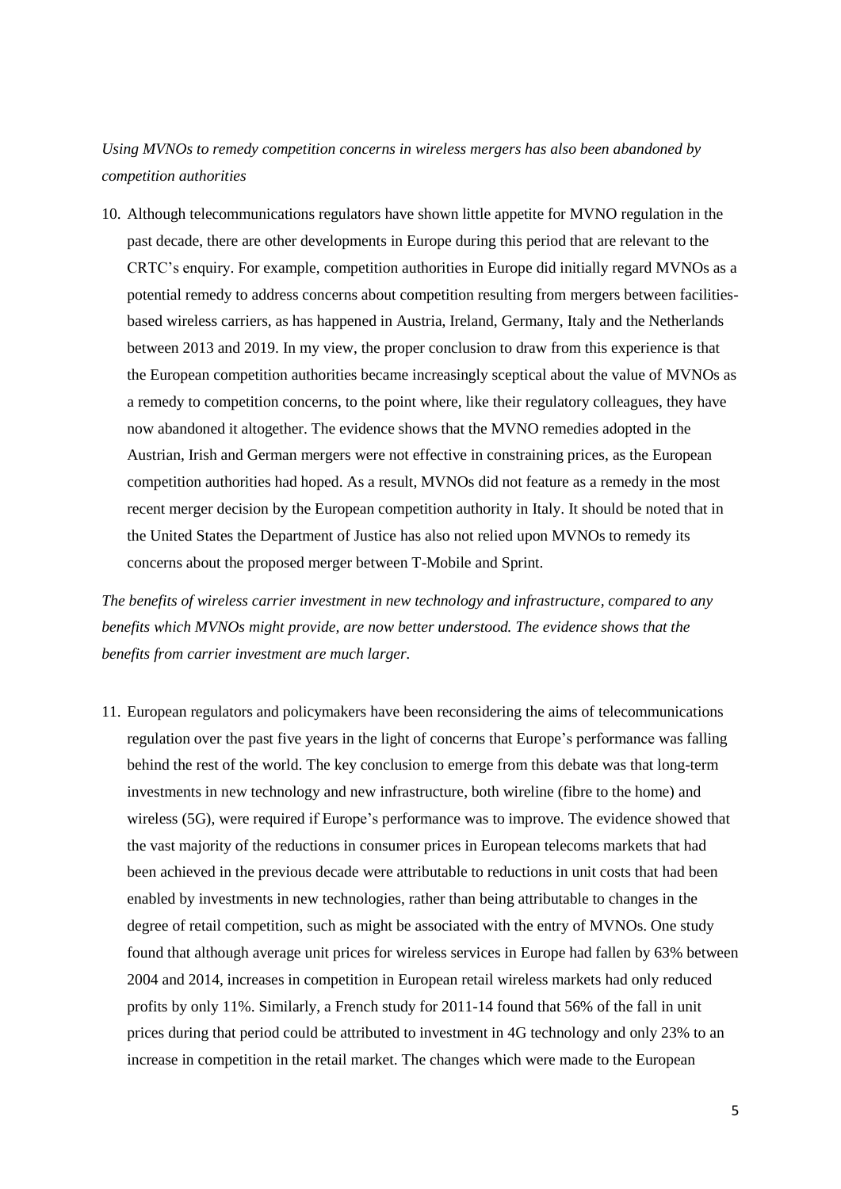*Using MVNOs to remedy competition concerns in wireless mergers has also been abandoned by competition authorities*

10. Although telecommunications regulators have shown little appetite for MVNO regulation in the past decade, there are other developments in Europe during this period that are relevant to the CRTC's enquiry. For example, competition authorities in Europe did initially regard MVNOs as a potential remedy to address concerns about competition resulting from mergers between facilities-based wireless carriers, as has happened in Austria, Ireland, Germany, Italy and the Netherlands between 2013 and 2019. In my view, the proper conclusion to draw from this experience is that the European competition authorities became increasingly sceptical about the value of MVNOs as a remedy to competition concerns, to the point where, like their regulatory colleagues, they have now abandoned it altogether. The evidence shows that the MVNO remedies adopted in the Austrian, Irish and German mergers were not effective in constraining prices, as the European competition authorities had hoped. As a result, MVNOs did not feature as a remedy in the most recent merger decision by the European competition authority in Italy. It should be noted that in the United States the Department of Justice has also not relied upon MVNOs to remedy its concerns about the proposed merger between T-Mobile and Sprint.

*The benefits of wireless carrier investment in new technology and infrastructure, compared to any benefits which MVNOs might provide, are now better understood. The evidence shows that the benefits from carrier investment are much larger.*

11. European regulators and policymakers have been reconsidering the aims of telecommunications regulation over the past five years in the light of concerns that Europe's performance was falling behind the rest of the world. The key conclusion to emerge from this debate was that long-term investments in new technology and new infrastructure, both wireline (fibre to the home) and wireless (5G), were required if Europe's performance was to improve. The evidence showed that the vast majority of the reductions in consumer prices in European telecoms markets that had been achieved in the previous decade were attributable to reductions in unit costs that had been enabled by investments in new technologies, rather than being attributable to changes in the degree of retail competition, such as might be associated with the entry of MVNOs. One study found that although average unit prices for wireless services in Europe had fallen by 63% between 2004 and 2014, increases in competition in European retail wireless markets had only reduced profits by only 11%. Similarly, a French study for 2011-14 found that 56% of the fall in unit prices during that period could be attributed to investment in 4G technology and only 23% to an increase in competition in the retail market. The changes which were made to the European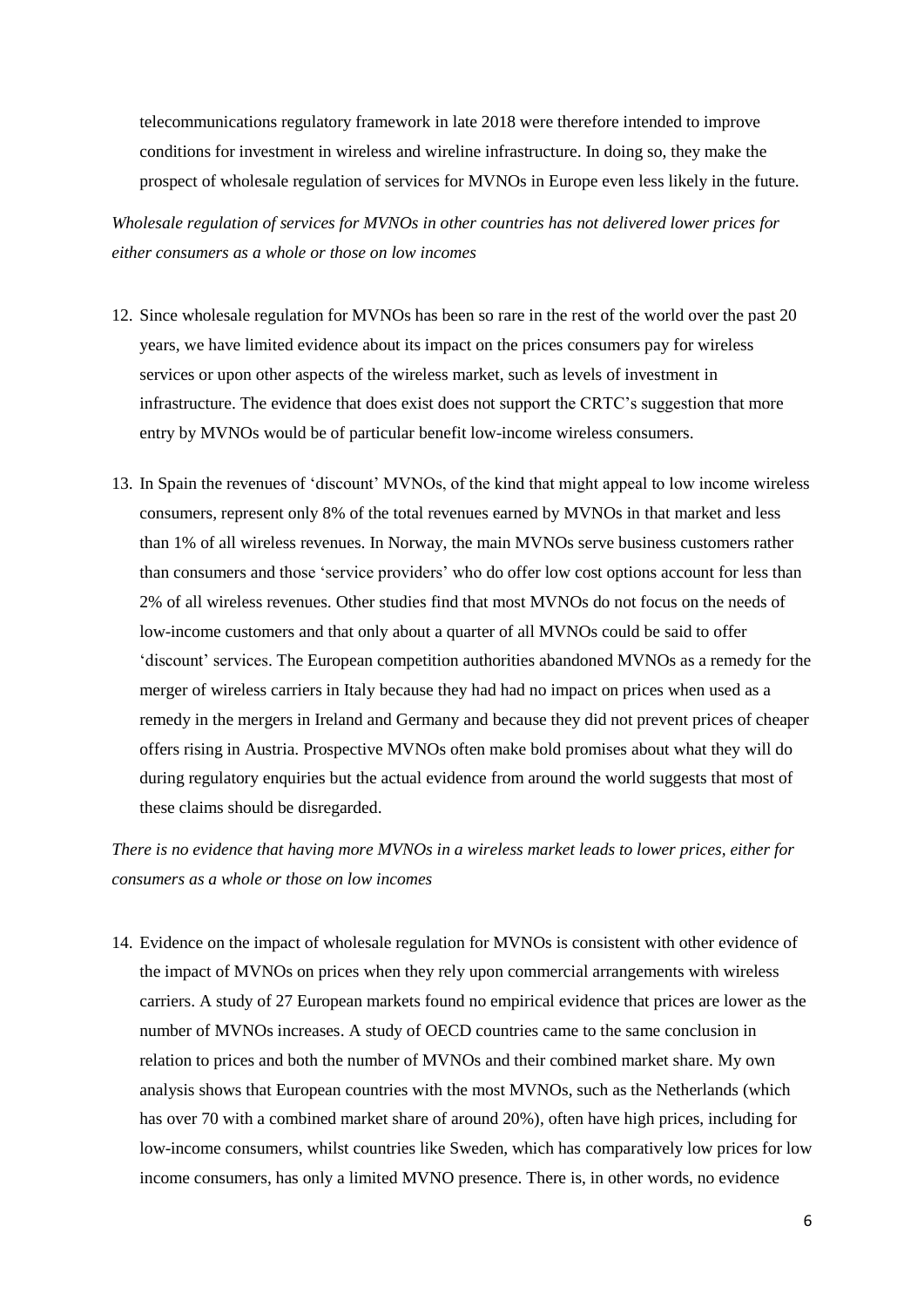telecommunications regulatory framework in late 2018 were therefore intended to improve conditions for investment in wireless and wireline infrastructure. In doing so, they make the prospect of wholesale regulation of services for MVNOs in Europe even less likely in the future.

*Wholesale regulation of services for MVNOs in other countries has not delivered lower prices for either consumers as a whole or those on low incomes*

12. Since wholesale regulation for MVNOs has been so rare in the rest of the world over the past 20 years, we have limited evidence about its impact on the prices consumers pay for wireless services or upon other aspects of the wireless market, such as levels of investment in infrastructure. The evidence that does exist does not support the CRTC's suggestion that more entry by MVNOs would be of particular benefit low-income wireless consumers.

13. In Spain the revenues of 'discount' MVNOs, of the kind that might appeal to low income wireless consumers, represent only 8% of the total revenues earned by MVNOs in that market and less than 1% of all wireless revenues. In Norway, the main MVNOs serve business customers rather than consumers and those 'service providers' who do offer low cost options account for less than 2% of all wireless revenues. Other studies find that most MVNOs do not focus on the needs of low-income customers and that only about a quarter of all MVNOs could be said to offer 'discount' services. The European competition authorities abandoned MVNOs as a remedy for the merger of wireless carriers in Italy because they had had no impact on prices when used as a remedy in the mergers in Ireland and Germany and because they did not prevent prices of cheaper offers rising in Austria. Prospective MVNOs often make bold promises about what they will do during regulatory enquiries but the actual evidence from around the world suggests that most of these claims should be disregarded.

*There is no evidence that having more MVNOs in a wireless market leads to lower prices, either for consumers as a whole or those on low incomes*

14. Evidence on the impact of wholesale regulation for MVNOs is consistent with other evidence of the impact of MVNOs on prices when they rely upon commercial arrangements with wireless carriers. A study of 27 European markets found no empirical evidence that prices are lower as the number of MVNOs increases. A study of OECD countries came to the same conclusion in relation to prices and both the number of MVNOs and their combined market share. My own analysis shows that European countries with the most MVNOs, such as the Netherlands (which has over 70 with a combined market share of around 20%), often have high prices, including for low-income consumers, whilst countries like Sweden, which has comparatively low prices for low income consumers, has only a limited MVNO presence. There is, in other words, no evidence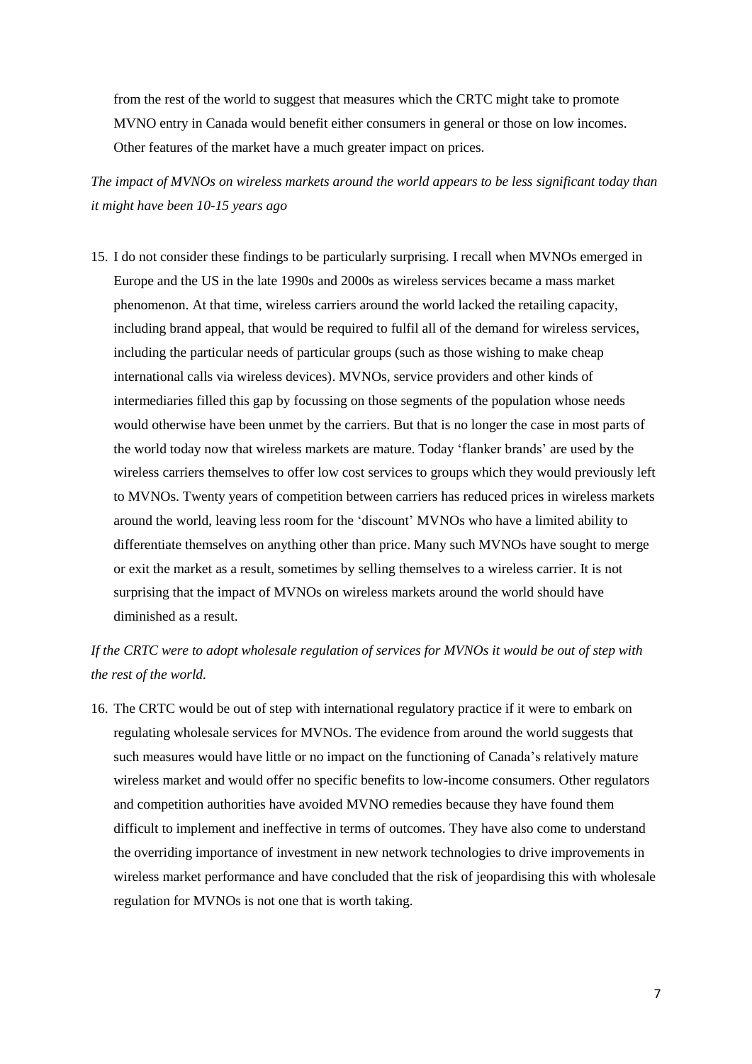from the rest of the world to suggest that measures which the CRTC might take to promote MVNO entry in Canada would benefit either consumers in general or those on low incomes. Other features of the market have a much greater impact on prices.

*The impact of MVNOs on wireless markets around the world appears to be less significant today than it might have been 10-15 years ago*

15. I do not consider these findings to be particularly surprising. I recall when MVNOs emerged in Europe and the US in the late 1990s and 2000s as wireless services became a mass market phenomenon. At that time, wireless carriers around the world lacked the retailing capacity, including brand appeal, that would be required to fulfil all of the demand for wireless services, including the particular needs of particular groups (such as those wishing to make cheap international calls via wireless devices). MVNOs, service providers and other kinds of intermediaries filled this gap by focussing on those segments of the population whose needs would otherwise have been unmet by the carriers. But that is no longer the case in most parts of the world today now that wireless markets are mature. Today 'flanker brands' are used by the wireless carriers themselves to offer low cost services to groups which they would previously left to MVNOs. Twenty years of competition between carriers has reduced prices in wireless markets around the world, leaving less room for the 'discount' MVNOs who have a limited ability to differentiate themselves on anything other than price. Many such MVNOs have sought to merge or exit the market as a result, sometimes by selling themselves to a wireless carrier. It is not surprising that the impact of MVNOs on wireless markets around the world should have diminished as a result.

*If the CRTC were to adopt wholesale regulation of services for MVNOs it would be out of step with the rest of the world.*

16. The CRTC would be out of step with international regulatory practice if it were to embark on regulating wholesale services for MVNOs. The evidence from around the world suggests that such measures would have little or no impact on the functioning of Canada's relatively mature wireless market and would offer no specific benefits to low-income consumers. Other regulators and competition authorities have avoided MVNO remedies because they have found them difficult to implement and ineffective in terms of outcomes. They have also come to understand the overriding importance of investment in new network technologies to drive improvements in wireless market performance and have concluded that the risk of jeopardising this with wholesale regulation for MVNOs is not one that is worth taking.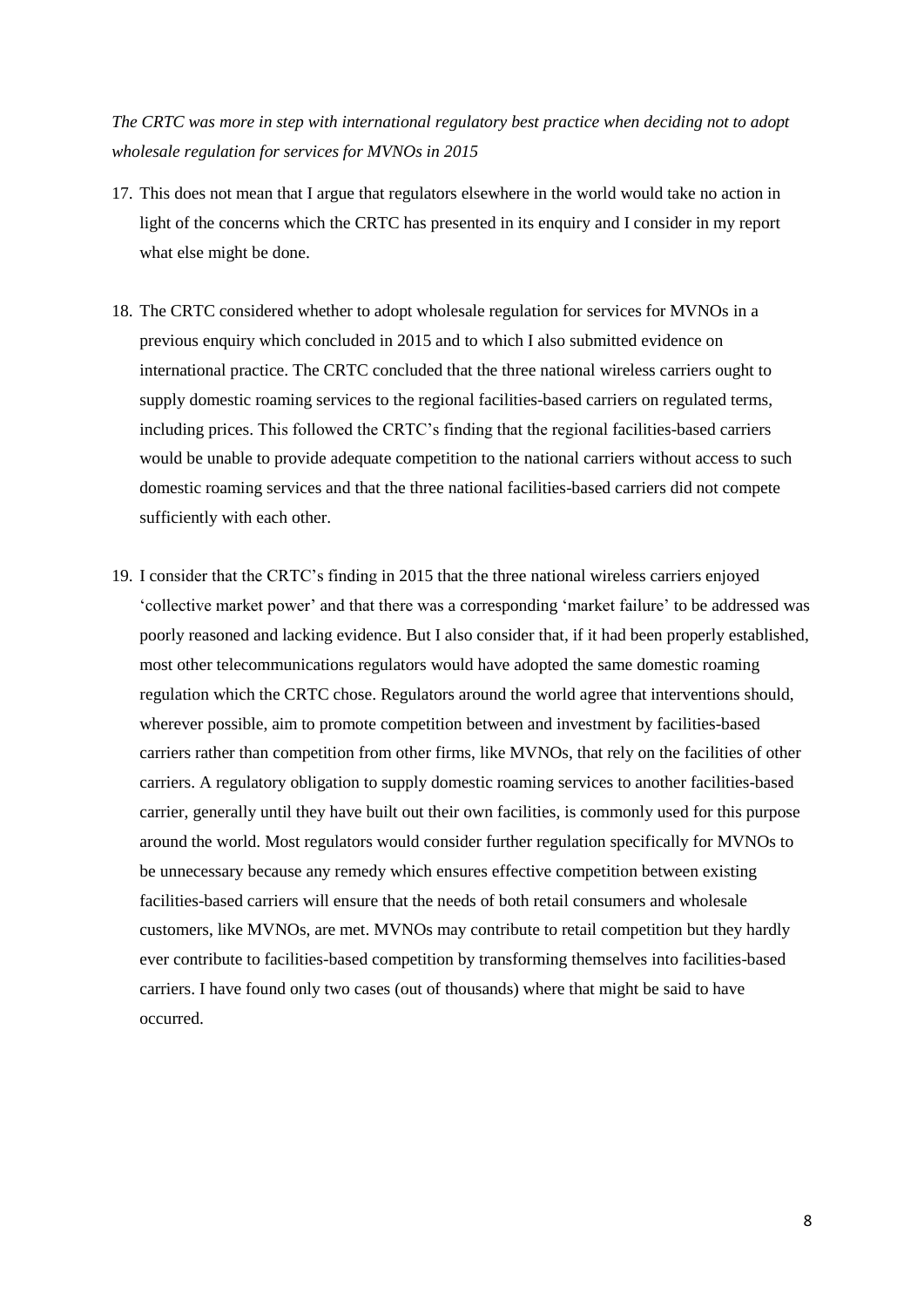*The CRTC was more in step with international regulatory best practice when deciding not to adopt wholesale regulation for services for MVNOs in 2015*

17. This does not mean that I argue that regulators elsewhere in the world would take no action in light of the concerns which the CRTC has presented in its enquiry and I consider in my report what else might be done.

18. The CRTC considered whether to adopt wholesale regulation for services for MVNOs in a previous enquiry which concluded in 2015 and to which I also submitted evidence on international practice. The CRTC concluded that the three national wireless carriers ought to supply domestic roaming services to the regional facilities-based carriers on regulated terms, including prices. This followed the CRTC's finding that the regional facilities-based carriers would be unable to provide adequate competition to the national carriers without access to such domestic roaming services and that the three national facilities-based carriers did not compete sufficiently with each other.

19. I consider that the CRTC's finding in 2015 that the three national wireless carriers enjoyed 'collective market power' and that there was a corresponding 'market failure' to be addressed was poorly reasoned and lacking evidence. But I also consider that, if it had been properly established, most other telecommunications regulators would have adopted the same domestic roaming regulation which the CRTC chose. Regulators around the world agree that interventions should, wherever possible, aim to promote competition between and investment by facilities-based carriers rather than competition from other firms, like MVNOs, that rely on the facilities of other carriers. A regulatory obligation to supply domestic roaming services to another facilities-based carrier, generally until they have built out their own facilities, is commonly used for this purpose around the world. Most regulators would consider further regulation specifically for MVNOs to be unnecessary because any remedy which ensures effective competition between existing facilities-based carriers will ensure that the needs of both retail consumers and wholesale customers, like MVNOs, are met. MVNOs may contribute to retail competition but they hardly ever contribute to facilities-based competition by transforming themselves into facilities-based carriers. I have found only two cases (out of thousands) where that might be said to have occurred.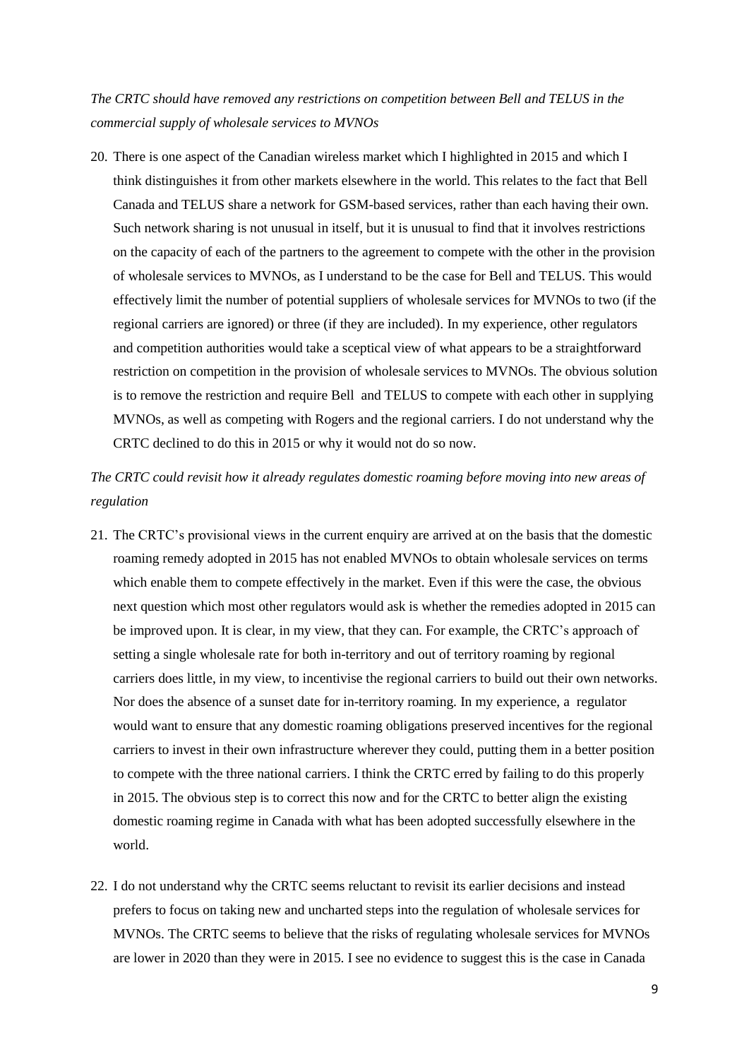*The CRTC should have removed any restrictions on competition between Bell and TELUS in the commercial supply of wholesale services to MVNOs*

20. There is one aspect of the Canadian wireless market which I highlighted in 2015 and which I think distinguishes it from other markets elsewhere in the world. This relates to the fact that Bell Canada and TELUS share a network for GSM-based services, rather than each having their own. Such network sharing is not unusual in itself, but it is unusual to find that it involves restrictions on the capacity of each of the partners to the agreement to compete with the other in the provision of wholesale services to MVNOs, as I understand to be the case for Bell and TELUS. This would effectively limit the number of potential suppliers of wholesale services for MVNOs to two (if the regional carriers are ignored) or three (if they are included). In my experience, other regulators and competition authorities would take a sceptical view of what appears to be a straightforward restriction on competition in the provision of wholesale services to MVNOs. The obvious solution is to remove the restriction and require Bell and TELUS to compete with each other in supplying MVNOs, as well as competing with Rogers and the regional carriers. I do not understand why the CRTC declined to do this in 2015 or why it would not do so now.

*The CRTC could revisit how it already regulates domestic roaming before moving into new areas of regulation*

21. The CRTC's provisional views in the current enquiry are arrived at on the basis that the domestic roaming remedy adopted in 2015 has not enabled MVNOs to obtain wholesale services on terms which enable them to compete effectively in the market. Even if this were the case, the obvious next question which most other regulators would ask is whether the remedies adopted in 2015 can be improved upon. It is clear, in my view, that they can. For example, the CRTC's approach of setting a single wholesale rate for both in-territory and out of territory roaming by regional carriers does little, in my view, to incentivise the regional carriers to build out their own networks. Nor does the absence of a sunset date for in-territory roaming. In my experience, a regulator would want to ensure that any domestic roaming obligations preserved incentives for the regional carriers to invest in their own infrastructure wherever they could, putting them in a better position to compete with the three national carriers. I think the CRTC erred by failing to do this properly in 2015. The obvious step is to correct this now and for the CRTC to better align the existing domestic roaming regime in Canada with what has been adopted successfully elsewhere in the world.

22. I do not understand why the CRTC seems reluctant to revisit its earlier decisions and instead prefers to focus on taking new and uncharted steps into the regulation of wholesale services for MVNOs. The CRTC seems to believe that the risks of regulating wholesale services for MVNOs are lower in 2020 than they were in 2015. I see no evidence to suggest this is the case in Canada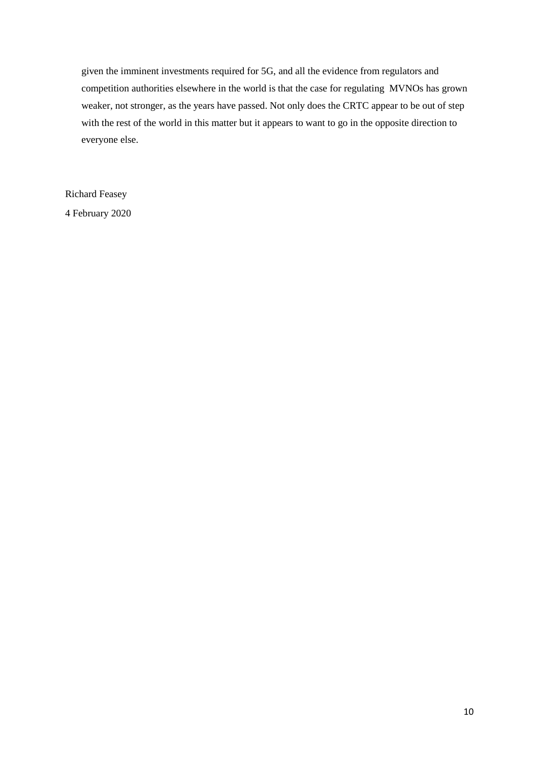given the imminent investments required for 5G, and all the evidence from regulators and competition authorities elsewhere in the world is that the case for regulating MVNOs has grown weaker, not stronger, as the years have passed. Not only does the CRTC appear to be out of step with the rest of the world in this matter but it appears to want to go in the opposite direction to everyone else.

Richard Feasey

4 February 2020